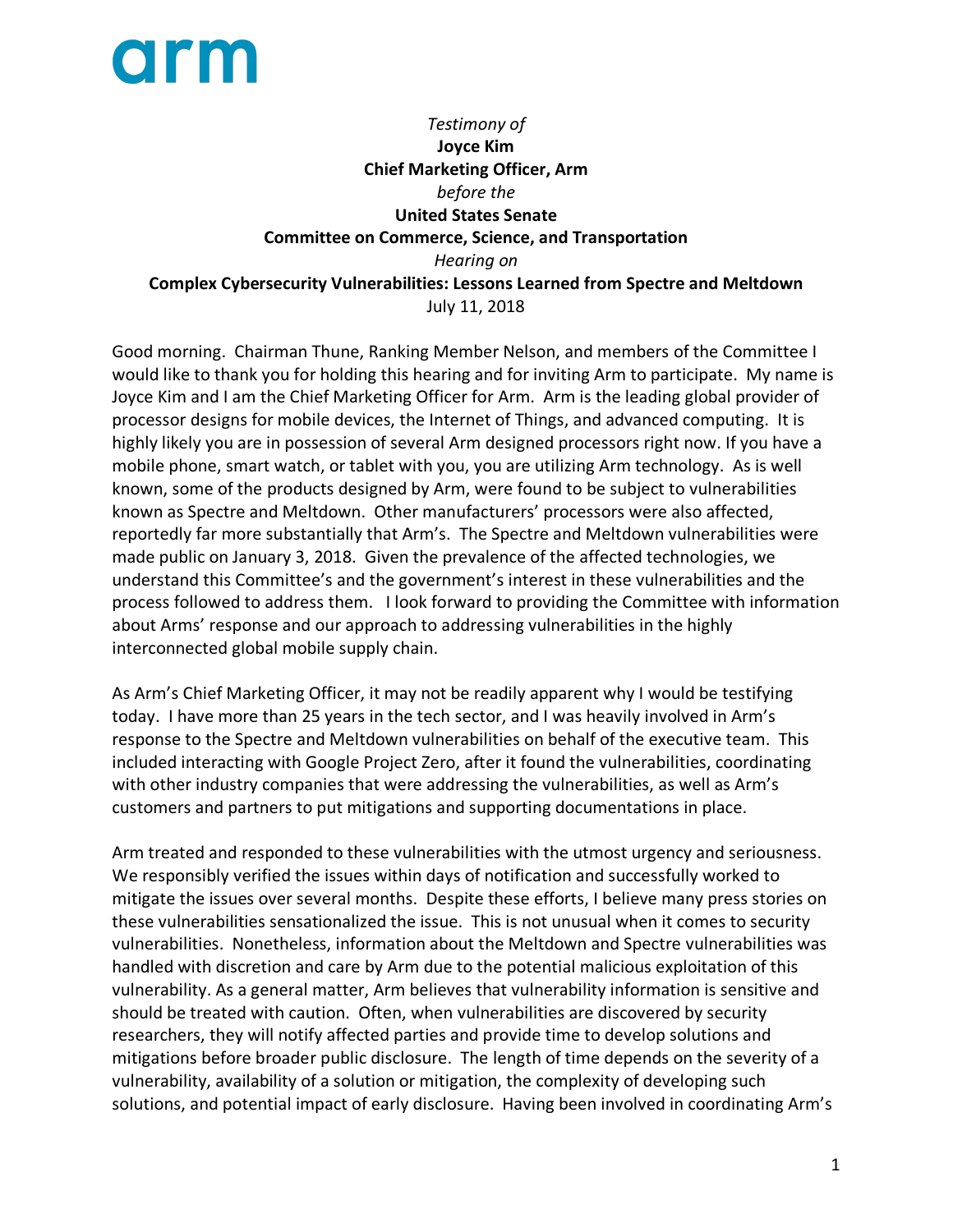arm

*Testimony of*
**Joyce Kim**
**Chief Marketing Officer, Arm**
*before the*
**United States Senate**
**Committee on Commerce, Science, and Transportation**
*Hearing on*
**Complex Cybersecurity Vulnerabilities: Lessons Learned from Spectre and Meltdown**
July 11, 2018

Good morning. Chairman Thune, Ranking Member Nelson, and members of the Committee I would like to thank you for holding this hearing and for inviting Arm to participate. My name is Joyce Kim and I am the Chief Marketing Officer for Arm. Arm is the leading global provider of processor designs for mobile devices, the Internet of Things, and advanced computing. It is highly likely you are in possession of several Arm designed processors right now. If you have a mobile phone, smart watch, or tablet with you, you are utilizing Arm technology. As is well known, some of the products designed by Arm, were found to be subject to vulnerabilities known as Spectre and Meltdown. Other manufacturers' processors were also affected, reportedly far more substantially that Arm's. The Spectre and Meltdown vulnerabilities were made public on January 3, 2018. Given the prevalence of the affected technologies, we understand this Committee's and the government's interest in these vulnerabilities and the process followed to address them. I look forward to providing the Committee with information about Arms' response and our approach to addressing vulnerabilities in the highly interconnected global mobile supply chain.

As Arm's Chief Marketing Officer, it may not be readily apparent why I would be testifying today. I have more than 25 years in the tech sector, and I was heavily involved in Arm's response to the Spectre and Meltdown vulnerabilities on behalf of the executive team. This included interacting with Google Project Zero, after it found the vulnerabilities, coordinating with other industry companies that were addressing the vulnerabilities, as well as Arm's customers and partners to put mitigations and supporting documentations in place.

Arm treated and responded to these vulnerabilities with the utmost urgency and seriousness. We responsibly verified the issues within days of notification and successfully worked to mitigate the issues over several months. Despite these efforts, I believe many press stories on these vulnerabilities sensationalized the issue. This is not unusual when it comes to security vulnerabilities. Nonetheless, information about the Meltdown and Spectre vulnerabilities was handled with discretion and care by Arm due to the potential malicious exploitation of this vulnerability. As a general matter, Arm believes that vulnerability information is sensitive and should be treated with caution. Often, when vulnerabilities are discovered by security researchers, they will notify affected parties and provide time to develop solutions and mitigations before broader public disclosure. The length of time depends on the severity of a vulnerability, availability of a solution or mitigation, the complexity of developing such solutions, and potential impact of early disclosure. Having been involved in coordinating Arm's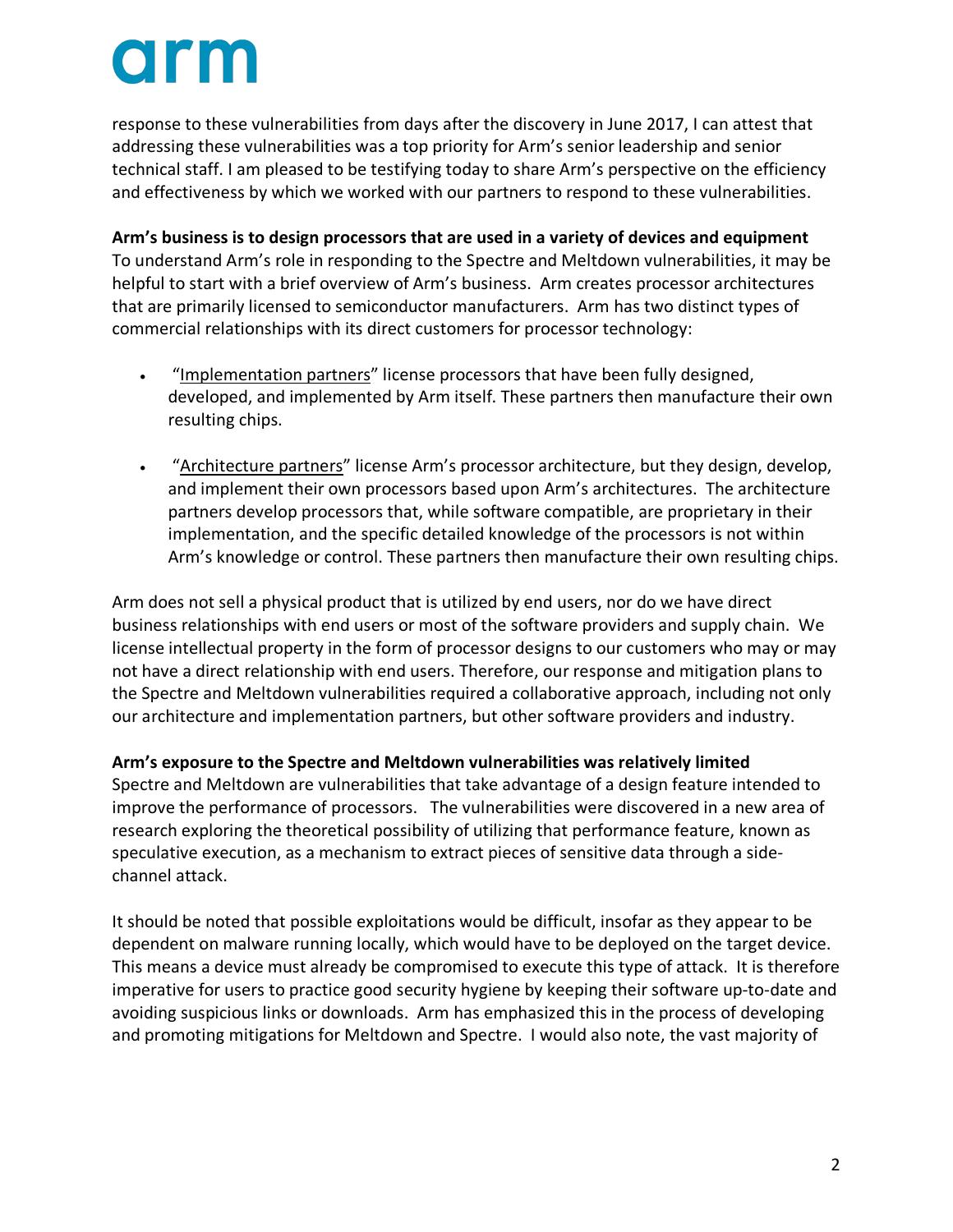response to these vulnerabilities from days after the discovery in June 2017, I can attest that addressing these vulnerabilities was a top priority for Arm's senior leadership and senior technical staff. I am pleased to be testifying today to share Arm's perspective on the efficiency and effectiveness by which we worked with our partners to respond to these vulnerabilities.

**Arm's business is to design processors that are used in a variety of devices and equipment**
To understand Arm's role in responding to the Spectre and Meltdown vulnerabilities, it may be helpful to start with a brief overview of Arm's business. Arm creates processor architectures that are primarily licensed to semiconductor manufacturers. Arm has two distinct types of commercial relationships with its direct customers for processor technology:

- "Implementation partners" license processors that have been fully designed, developed, and implemented by Arm itself. These partners then manufacture their own resulting chips.

- "Architecture partners" license Arm's processor architecture, but they design, develop, and implement their own processors based upon Arm's architectures. The architecture partners develop processors that, while software compatible, are proprietary in their implementation, and the specific detailed knowledge of the processors is not within Arm's knowledge or control. These partners then manufacture their own resulting chips.

Arm does not sell a physical product that is utilized by end users, nor do we have direct business relationships with end users or most of the software providers and supply chain. We license intellectual property in the form of processor designs to our customers who may or may not have a direct relationship with end users. Therefore, our response and mitigation plans to the Spectre and Meltdown vulnerabilities required a collaborative approach, including not only our architecture and implementation partners, but other software providers and industry.

**Arm's exposure to the Spectre and Meltdown vulnerabilities was relatively limited**
Spectre and Meltdown are vulnerabilities that take advantage of a design feature intended to improve the performance of processors. The vulnerabilities were discovered in a new area of research exploring the theoretical possibility of utilizing that performance feature, known as speculative execution, as a mechanism to extract pieces of sensitive data through a side-channel attack.

It should be noted that possible exploitations would be difficult, insofar as they appear to be dependent on malware running locally, which would have to be deployed on the target device. This means a device must already be compromised to execute this type of attack. It is therefore imperative for users to practice good security hygiene by keeping their software up-to-date and avoiding suspicious links or downloads. Arm has emphasized this in the process of developing and promoting mitigations for Meltdown and Spectre. I would also note, the vast majority of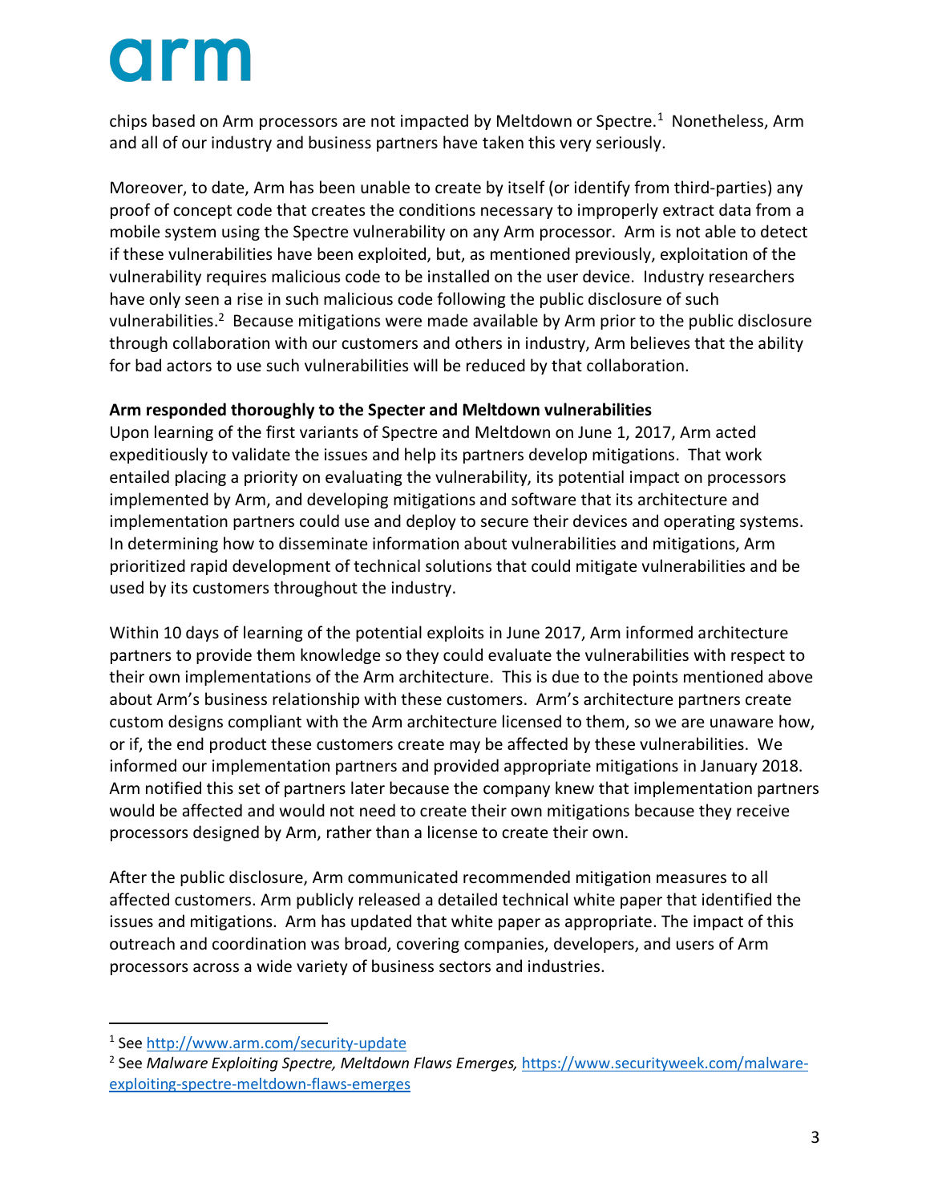chips based on Arm processors are not impacted by Meltdown or Spectre.[1] Nonetheless, Arm and all of our industry and business partners have taken this very seriously.

Moreover, to date, Arm has been unable to create by itself (or identify from third-parties) any proof of concept code that creates the conditions necessary to improperly extract data from a mobile system using the Spectre vulnerability on any Arm processor. Arm is not able to detect if these vulnerabilities have been exploited, but, as mentioned previously, exploitation of the vulnerability requires malicious code to be installed on the user device. Industry researchers have only seen a rise in such malicious code following the public disclosure of such vulnerabilities.[2] Because mitigations were made available by Arm prior to the public disclosure through collaboration with our customers and others in industry, Arm believes that the ability for bad actors to use such vulnerabilities will be reduced by that collaboration.

**Arm responded thoroughly to the Specter and Meltdown vulnerabilities**

Upon learning of the first variants of Spectre and Meltdown on June 1, 2017, Arm acted expeditiously to validate the issues and help its partners develop mitigations. That work entailed placing a priority on evaluating the vulnerability, its potential impact on processors implemented by Arm, and developing mitigations and software that its architecture and implementation partners could use and deploy to secure their devices and operating systems. In determining how to disseminate information about vulnerabilities and mitigations, Arm prioritized rapid development of technical solutions that could mitigate vulnerabilities and be used by its customers throughout the industry.

Within 10 days of learning of the potential exploits in June 2017, Arm informed architecture partners to provide them knowledge so they could evaluate the vulnerabilities with respect to their own implementations of the Arm architecture. This is due to the points mentioned above about Arm's business relationship with these customers. Arm's architecture partners create custom designs compliant with the Arm architecture licensed to them, so we are unaware how, or if, the end product these customers create may be affected by these vulnerabilities. We informed our implementation partners and provided appropriate mitigations in January 2018. Arm notified this set of partners later because the company knew that implementation partners would be affected and would not need to create their own mitigations because they receive processors designed by Arm, rather than a license to create their own.

After the public disclosure, Arm communicated recommended mitigation measures to all affected customers. Arm publicly released a detailed technical white paper that identified the issues and mitigations. Arm has updated that white paper as appropriate. The impact of this outreach and coordination was broad, covering companies, developers, and users of Arm processors across a wide variety of business sectors and industries.

---

[1] See http://www.arm.com/security-update

[2] See *Malware Exploiting Spectre, Meltdown Flaws Emerges,* https://www.securityweek.com/malware-exploiting-spectre-meltdown-flaws-emerges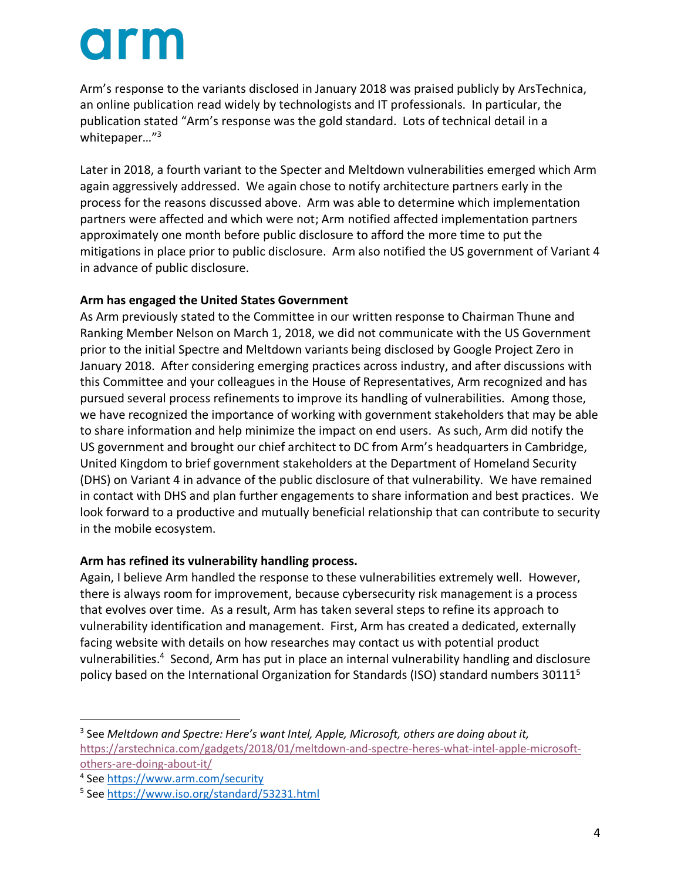Arm's response to the variants disclosed in January 2018 was praised publicly by ArsTechnica, an online publication read widely by technologists and IT professionals. In particular, the publication stated "Arm's response was the gold standard. Lots of technical detail in a whitepaper…"[3]

Later in 2018, a fourth variant to the Specter and Meltdown vulnerabilities emerged which Arm again aggressively addressed. We again chose to notify architecture partners early in the process for the reasons discussed above. Arm was able to determine which implementation partners were affected and which were not; Arm notified affected implementation partners approximately one month before public disclosure to afford the more time to put the mitigations in place prior to public disclosure. Arm also notified the US government of Variant 4 in advance of public disclosure.

**Arm has engaged the United States Government**

As Arm previously stated to the Committee in our written response to Chairman Thune and Ranking Member Nelson on March 1, 2018, we did not communicate with the US Government prior to the initial Spectre and Meltdown variants being disclosed by Google Project Zero in January 2018. After considering emerging practices across industry, and after discussions with this Committee and your colleagues in the House of Representatives, Arm recognized and has pursued several process refinements to improve its handling of vulnerabilities. Among those, we have recognized the importance of working with government stakeholders that may be able to share information and help minimize the impact on end users. As such, Arm did notify the US government and brought our chief architect to DC from Arm's headquarters in Cambridge, United Kingdom to brief government stakeholders at the Department of Homeland Security (DHS) on Variant 4 in advance of the public disclosure of that vulnerability. We have remained in contact with DHS and plan further engagements to share information and best practices. We look forward to a productive and mutually beneficial relationship that can contribute to security in the mobile ecosystem.

**Arm has refined its vulnerability handling process.**

Again, I believe Arm handled the response to these vulnerabilities extremely well. However, there is always room for improvement, because cybersecurity risk management is a process that evolves over time. As a result, Arm has taken several steps to refine its approach to vulnerability identification and management. First, Arm has created a dedicated, externally facing website with details on how researches may contact us with potential product vulnerabilities.[4] Second, Arm has put in place an internal vulnerability handling and disclosure policy based on the International Organization for Standards (ISO) standard numbers 30111[5]

---

[3] See *Meltdown and Spectre: Here's want Intel, Apple, Microsoft, others are doing about it,* https://arstechnica.com/gadgets/2018/01/meltdown-and-spectre-heres-what-intel-apple-microsoft-others-are-doing-about-it/

[4] See https://www.arm.com/security

[5] See https://www.iso.org/standard/53231.html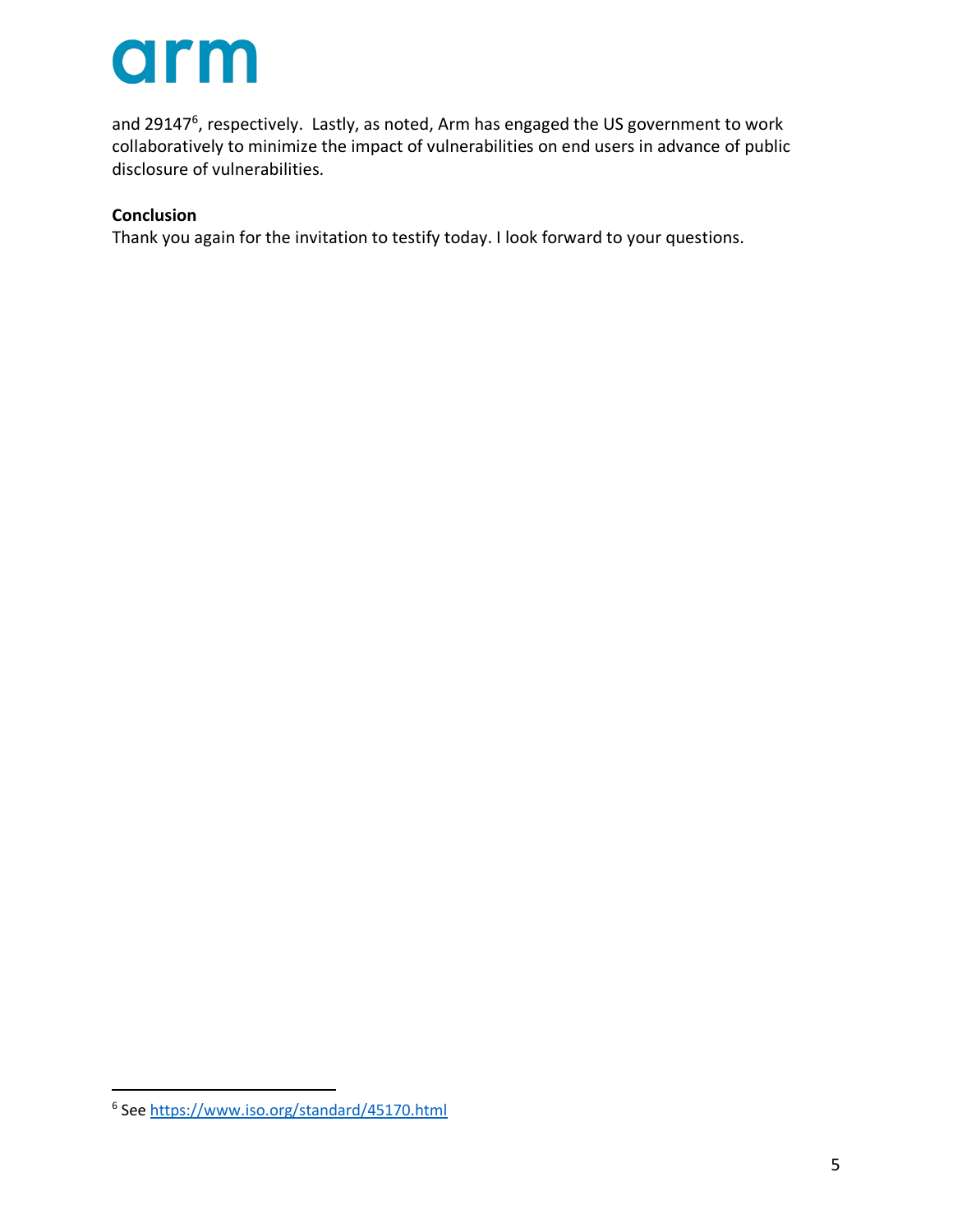and 29147[6], respectively. Lastly, as noted, Arm has engaged the US government to work collaboratively to minimize the impact of vulnerabilities on end users in advance of public disclosure of vulnerabilities.

**Conclusion**

Thank you again for the invitation to testify today. I look forward to your questions.

[6] See https://www.iso.org/standard/45170.html